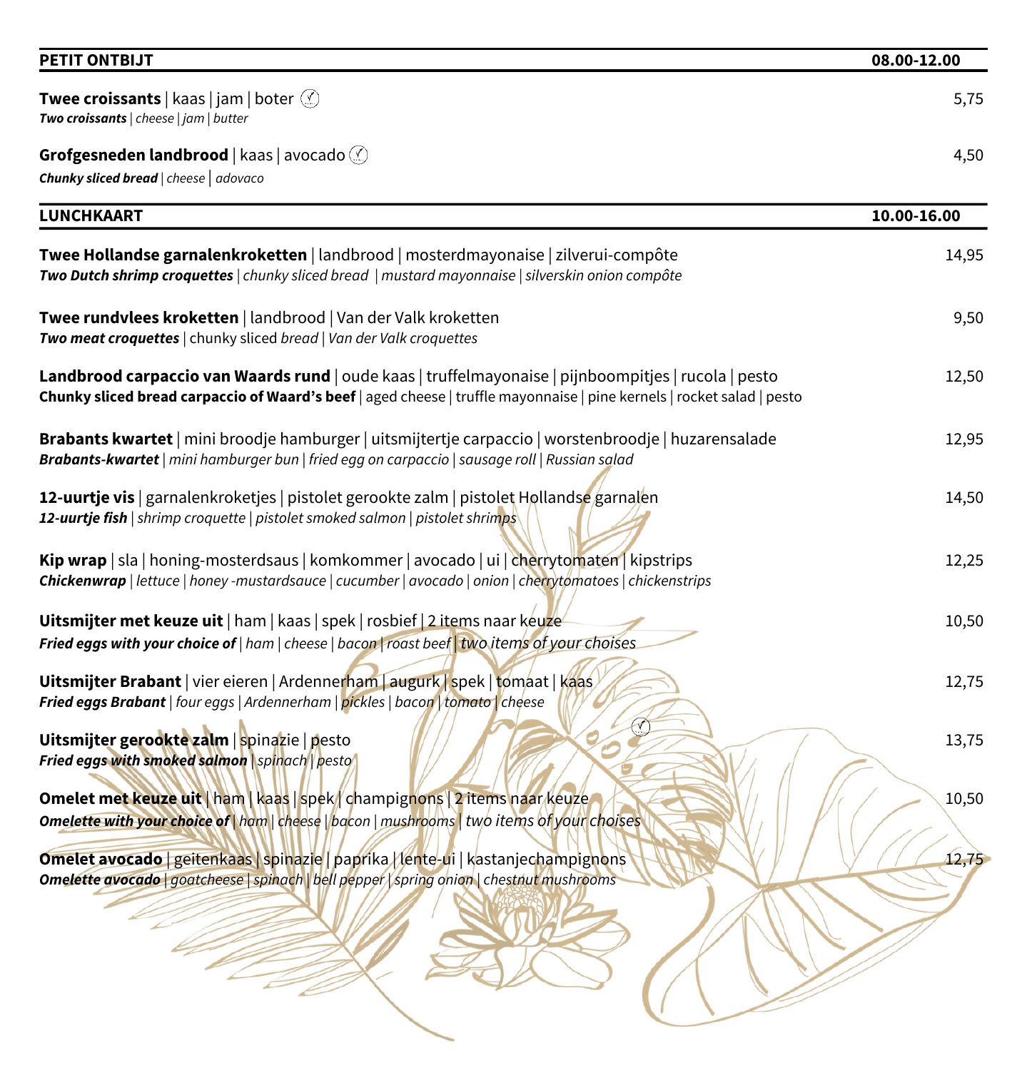| **PETIT ONTBIJT** | **08.00-12.00** |
|---|---|
| **Twee croissants** \| kaas \| jam \| boter ⓥ<br>***Two croissants*** \| *cheese* \| *jam* \| *butter* | 5,75 |
| **Grofgesneden landbrood** \| kaas \| avocado ⓥ<br>***Chunky sliced bread*** \| *cheese* \| *adovaco* | 4,50 |

| **LUNCHKAART** | **10.00-16.00** |
|---|---|
| **Twee Hollandse garnalenkroketten** \| landbrood \| mosterdmayonaise \| zilverui-compôte<br>***Two Dutch shrimp croquettes*** \| *chunky sliced bread* \| *mustard mayonnaise* \| *silverskin onion compôte* | 14,95 |
| **Twee rundvlees kroketten** \| landbrood \| Van der Valk kroketten<br>***Two meat croquettes*** \| chunky sliced *bread* \| *Van der Valk croquettes* | 9,50 |
| **Landbrood carpaccio van Waards rund** \| oude kaas \| truffelmayonaise \| pijnboompitjes \| rucola \| pesto<br>**Chunky sliced bread carpaccio of Waard's beef** \| aged cheese \| truffle mayonnaise \| pine kernels \| rocket salad \| pesto | 12,50 |
| **Brabants kwartet** \| mini broodje hamburger \| uitsmijtertje carpaccio \| worstenbroodje \| huzarensalade<br>***Brabants-kwartet*** \| *mini hamburger bun* \| *fried egg on carpaccio* \| *sausage roll* \| *Russian salad* | 12,95 |
| **12-uurtje vis** \| garnalenkroketjes \| pistolet gerookte zalm \| pistolet Hollandse garnalen<br>***12-uurtje fish*** \| *shrimp croquette* \| *pistolet smoked salmon* \| *pistolet shrimps* | 14,50 |
| **Kip wrap** \| sla \| honing-mosterdsaus \| komkommer \| avocado \| ui \| cherrytomaten \| kipstrips<br>***Chickenwrap*** \| *lettuce* \| *honey -mustardsauce* \| *cucumber* \| *avocado* \| *onion* \| *cherrytomatoes* \| *chickenstrips* | 12,25 |
| **Uitsmijter met keuze uit** \| ham \| kaas \| spek \| rosbief \| 2 items naar keuze<br>***Fried eggs with your choice of*** \| *ham* \| *cheese* \| *bacon* \| *roast beef* \| *two items of your choises* | 10,50 |
| **Uitsmijter Brabant** \| vier eieren \| Ardennerham \| augurk \| spek \| tomaat \| kaas<br>***Fried eggs Brabant*** \| *four eggs* \| *Ardennerham* \| *pickles* \| *bacon* \| *tomato* \| *cheese* | 12,75 |
| **Uitsmijter gerookte zalm** \| spinazie \| pesto<br>***Fried eggs with smoked salmon*** \| *spinach* \| *pesto* | 13,75 |
| **Omelet met keuze uit** \| ham \| kaas \| spek \| champignons \| 2 items naar keuze<br>***Omelette with your choice of*** \| *ham* \| *cheese* \| *bacon* \| *mushrooms* \| *two items of your choises* | 10,50 |
| **Omelet avocado** \| geitenkaas \| spinazie \| paprika \| lente-ui \| kastanjechampignons ⓥ<br>***Omelette avocado*** \| *goatcheese* \| *spinach* \| *bell pepper* \| *spring onion* \| *chestnut mushrooms* | 12,75 |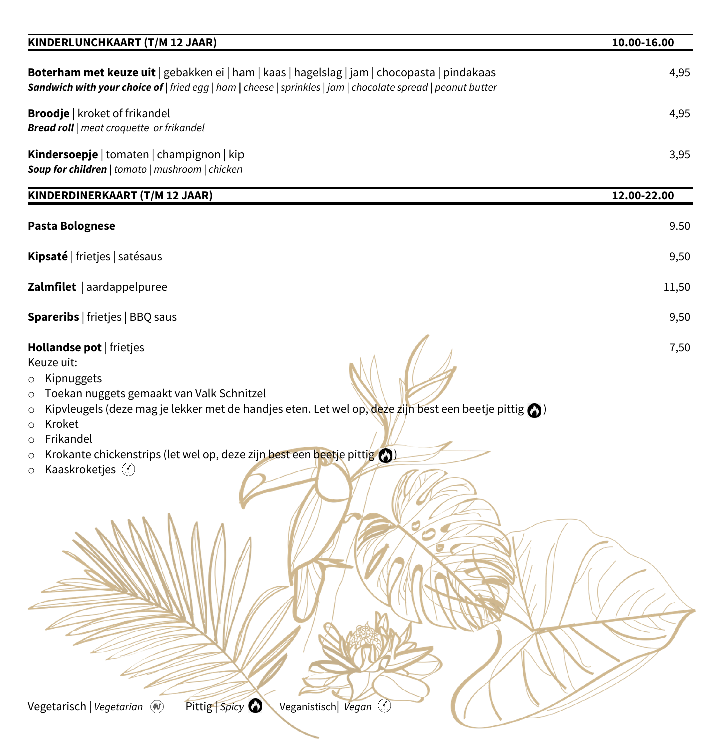## KINDERLUNCHKAART (T/M 12 JAAR) — 10.00-16.00

**Boterham met keuze uit** | gebakken ei | ham | kaas | hagelslag | jam | chocopasta | pindakaas — 4,95
***Sandwich with your choice of*** *| fried egg | ham | cheese | sprinkles | jam | chocolate spread | peanut butter*

**Broodje** | kroket of frikandel — 4,95
***Bread roll*** *| meat croquette or frikandel*

**Kindersoepje** | tomaten | champignon | kip — 3,95
***Soup for children*** *| tomato | mushroom | chicken*

## KINDERDINERKAART (T/M 12 JAAR) — 12.00-22.00

**Pasta Bolognese** — 9.50

**Kipsaté** | frietjes | satésaus — 9,50

**Zalmfilet** | aardappelpuree — 11,50

**Spareribs** | frietjes | BBQ saus — 9,50

**Hollandse pot** | frietjes — 7,50
Keuze uit:

- Kipnuggets
- Toekan nuggets gemaakt van Valk Schnitzel
- Kipvleugels (deze mag je lekker met de handjes eten. Let wel op, deze zijn best een beetje pittig (Pittig))
- Kroket
- Frikandel
- Krokante chickenstrips (let wel op, deze zijn best een beetje pittig (Pittig))
- Kaaskroketjes (Veganistisch)

Vegetarisch | *Vegetarian* Pittig | *Spicy* Veganistisch| *Vegan*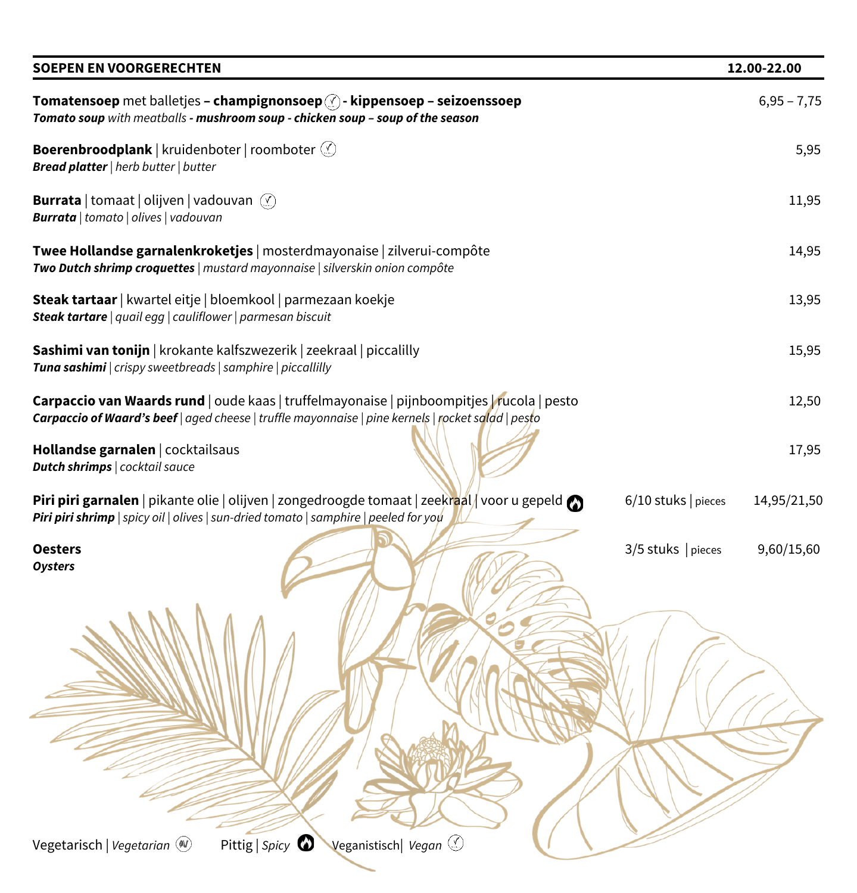## SOEPEN EN VOORGERECHTEN — 12.00-22.00

**Tomatensoep** met balletjes **– champignonsoep** (Vegan) **- kippensoep – seizoenssoep** — 6,95 – 7,75
***Tomato soup*** *with meatballs* ***- mushroom soup - chicken soup – soup of the season***

**Boerenbroodplank** | kruidenboter | roomboter (Vegan) — 5,95
***Bread platter*** *| herb butter | butter*

**Burrata** | tomaat | olijven | vadouvan (Vegan) — 11,95
***Burrata*** *| tomato | olives | vadouvan*

**Twee Hollandse garnalenkroketjes** | mosterdmayonaise | zilverui-compôte — 14,95
***Two Dutch shrimp croquettes*** *| mustard mayonnaise | silverskin onion compôte*

**Steak tartaar** | kwartel eitje | bloemkool | parmezaan koekje — 13,95
***Steak tartare*** *| quail egg | cauliflower | parmesan biscuit*

**Sashimi van tonijn** | krokante kalfszwezerik | zeekraal | piccalilly — 15,95
***Tuna sashimi*** *| crispy sweetbreads | samphire | piccallilly*

**Carpaccio van Waards rund** | oude kaas | truffelmayonaise | pijnboompitjes | rucola | pesto — 12,50
***Carpaccio of Waard's beef*** *| aged cheese | truffle mayonnaise | pine kernels | rocket salad | pesto*

**Hollandse garnalen** | cocktailsaus — 17,95
***Dutch shrimps*** *| cocktail sauce*

**Piri piri garnalen** | pikante olie | olijven | zongedroogde tomaat | zeekraal | voor u gepeld (Pittig) — 6/10 stuks | pieces — 14,95/21,50
***Piri piri shrimp*** *| spicy oil | olives | sun-dried tomato | samphire | peeled for you*

**Oesters** — 3/5 stuks | pieces — 9,60/15,60
***Oysters***

Vegetarisch | *Vegetarian* Pittig | *Spicy* Veganistisch| *Vegan*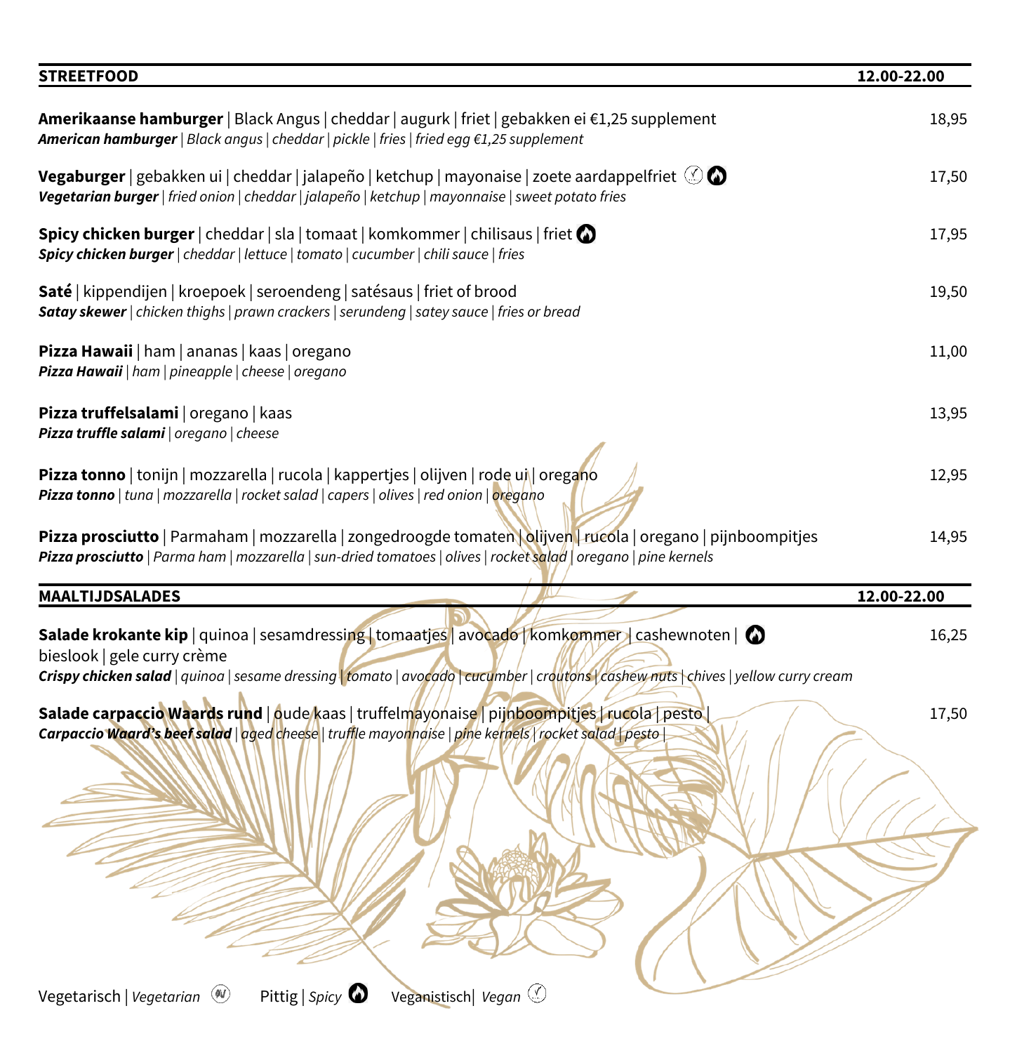## STREETFOOD — 12.00-22.00

**Amerikaanse hamburger** | Black Angus | cheddar | augurk | friet | gebakken ei €1,25 supplement — 18,95
***American hamburger*** *| Black angus | cheddar | pickle | fries | fried egg €1,25 supplement*

**Vegaburger** | gebakken ui | cheddar | jalapeño | ketchup | mayonaise | zoete aardappelfriet (Veganistisch) (Pittig) — 17,50
***Vegetarian burger*** *| fried onion | cheddar | jalapeño | ketchup | mayonnaise | sweet potato fries*

**Spicy chicken burger** | cheddar | sla | tomaat | komkommer | chilisaus | friet (Pittig) — 17,95
***Spicy chicken burger*** *| cheddar | lettuce | tomato | cucumber | chili sauce | fries*

**Saté** | kippendijen | kroepoek | seroendeng | satésaus | friet of brood — 19,50
***Satay skewer*** *| chicken thighs | prawn crackers | serundeng | satey sauce | fries or bread*

**Pizza Hawaii** | ham | ananas | kaas | oregano — 11,00
***Pizza Hawaii*** *| ham | pineapple | cheese | oregano*

**Pizza truffelsalami** | oregano | kaas — 13,95
***Pizza truffle salami*** *| oregano | cheese*

**Pizza tonno** | tonijn | mozzarella | rucola | kappertjes | olijven | rode ui | oregano — 12,95
***Pizza tonno*** *| tuna | mozzarella | rocket salad | capers | olives | red onion | oregano*

**Pizza prosciutto** | Parmaham | mozzarella | zongedroogde tomaten | olijven | rucola | oregano | pijnboompitjes — 14,95
***Pizza prosciutto*** *| Parma ham | mozzarella | sun-dried tomatoes | olives | rocket salad | oregano | pine kernels*

## MAALTIJDSALADES — 12.00-22.00

**Salade krokante kip** | quinoa | sesamdressing | tomaatjes | avocado | komkommer | cashewnoten | (Pittig) bieslook | gele curry crème — 16,25
***Crispy chicken salad*** *| quinoa | sesame dressing | tomato | avocado | cucumber | croutons | cashew nuts | chives | yellow curry cream*

**Salade carpaccio Waards rund** | oude kaas | truffelmayonaise | pijnboompitjes | rucola | pesto | — 17,50
***Carpaccio Waard's beef salad*** *| aged cheese | truffle mayonnaise | pine kernels | rocket salad | pesto |*

Vegetarisch | *Vegetarian* (V) Pittig | *Spicy* (🔥) Veganistisch| *Vegan* (✓)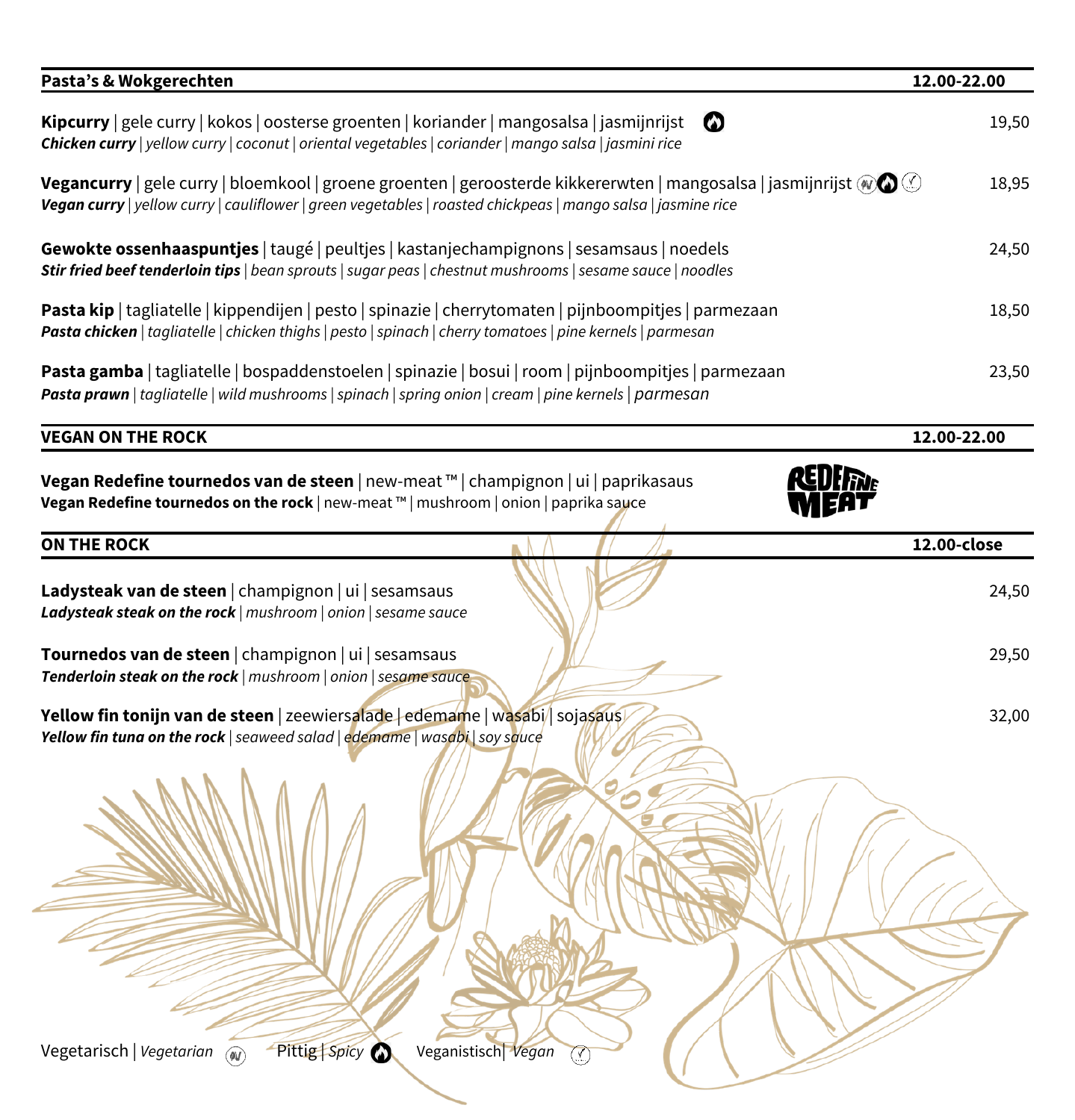## Pasta's & Wokgerechten — 12.00-22.00

**Kipcurry** | gele curry | kokos | oosterse groenten | koriander | mangosalsa | jasmijnrijst (Pittig) — 19,50
***Chicken curry*** | *yellow curry | coconut | oriental vegetables | coriander | mango salsa | jasmini rice*

**Vegancurry** | gele curry | bloemkool | groene groenten | geroosterde kikkererwten | mangosalsa | jasmijnrijst (Vegetarisch, Pittig, Veganistisch) — 18,95
***Vegan curry*** | *yellow curry | cauliflower | green vegetables | roasted chickpeas | mango salsa | jasmine rice*

**Gewokte ossenhaaspuntjes** | taugé | peultjes | kastanjechampignons | sesamsaus | noedels — 24,50
***Stir fried beef tenderloin tips*** | *bean sprouts | sugar peas | chestnut mushrooms | sesame sauce | noodles*

**Pasta kip** | tagliatelle | kippendijen | pesto | spinazie | cherrytomaten | pijnboompitjes | parmezaan — 18,50
***Pasta chicken*** | *tagliatelle | chicken thighs | pesto | spinach | cherry tomatoes | pine kernels | parmesan*

**Pasta gamba** | tagliatelle | bospaddenstoelen | spinazie | bosui | room | pijnboompitjes | parmezaan — 23,50
***Pasta prawn*** | *tagliatelle | wild mushrooms | spinach | spring onion | cream | pine kernels | parmesan*

## VEGAN ON THE ROCK — 12.00-22.00

**Vegan Redefine tournedos van de steen** | new-meat ™ | champignon | ui | paprikasaus
**Vegan Redefine tournedos on the rock** | new-meat ™ | mushroom | onion | paprika sauce

REDEFINE MEAT

## ON THE ROCK — 12.00-close

**Ladysteak van de steen** | champignon | ui | sesamsaus — 24,50
***Ladysteak steak on the rock*** | *mushroom | onion | sesame sauce*

**Tournedos van de steen** | champignon | ui | sesamsaus — 29,50
***Tenderloin steak on the rock*** | *mushroom | onion | sesame sauce*

**Yellow fin tonijn van de steen** | zeewiersalade | edemame | wasabi | sojasaus — 32,00
***Yellow fin tuna on the rock*** | *seaweed salad | edemame | wasabi | soy sauce*

Vegetarisch | *Vegetarian* — Pittig | *Spicy* — Veganistisch | *Vegan*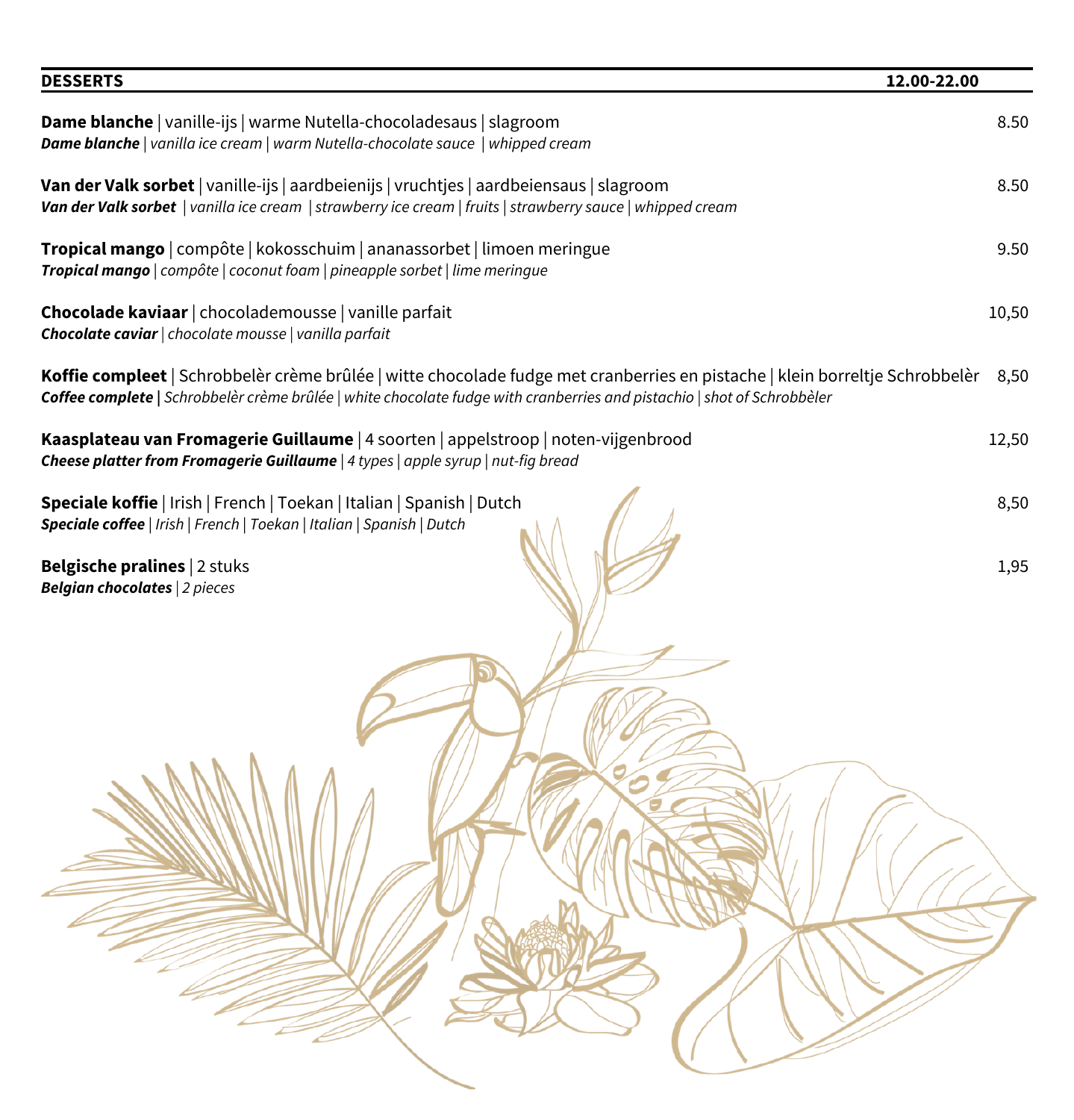## DESSERTS — 12.00-22.00

**Dame blanche** | vanille-ijs | warme Nutella-chocoladesaus | slagroom — 8.50
***Dame blanche*** | *vanilla ice cream | warm Nutella-chocolate sauce | whipped cream*

**Van der Valk sorbet** | vanille-ijs | aardbeienijs | vruchtjes | aardbeiensaus | slagroom — 8.50
***Van der Valk sorbet*** | *vanilla ice cream | strawberry ice cream | fruits | strawberry sauce | whipped cream*

**Tropical mango** | compôte | kokosschuim | ananassorbet | limoen meringue — 9.50
***Tropical mango*** | *compôte | coconut foam | pineapple sorbet | lime meringue*

**Chocolade kaviaar** | chocolademousse | vanille parfait — 10,50
***Chocolate caviar*** | *chocolate mousse | vanilla parfait*

**Koffie compleet** | Schrobbelèr crème brûlée | witte chocolade fudge met cranberries en pistache | klein borreltje Schrobbelèr — 8,50
***Coffee complete*** **|** *Schrobbelèr crème brûlée | white chocolate fudge with cranberries and pistachio | shot of Schrobbèler*

**Kaasplateau van Fromagerie Guillaume** | 4 soorten | appelstroop | noten-vijgenbrood — 12,50
***Cheese platter from Fromagerie Guillaume*** | *4 types | apple syrup | nut-fig bread*

**Speciale koffie** | Irish | French | Toekan | Italian | Spanish | Dutch — 8,50
***Speciale coffee*** | *Irish | French | Toekan | Italian | Spanish | Dutch*

**Belgische pralines** | 2 stuks — 1,95
***Belgian chocolates*** | *2 pieces*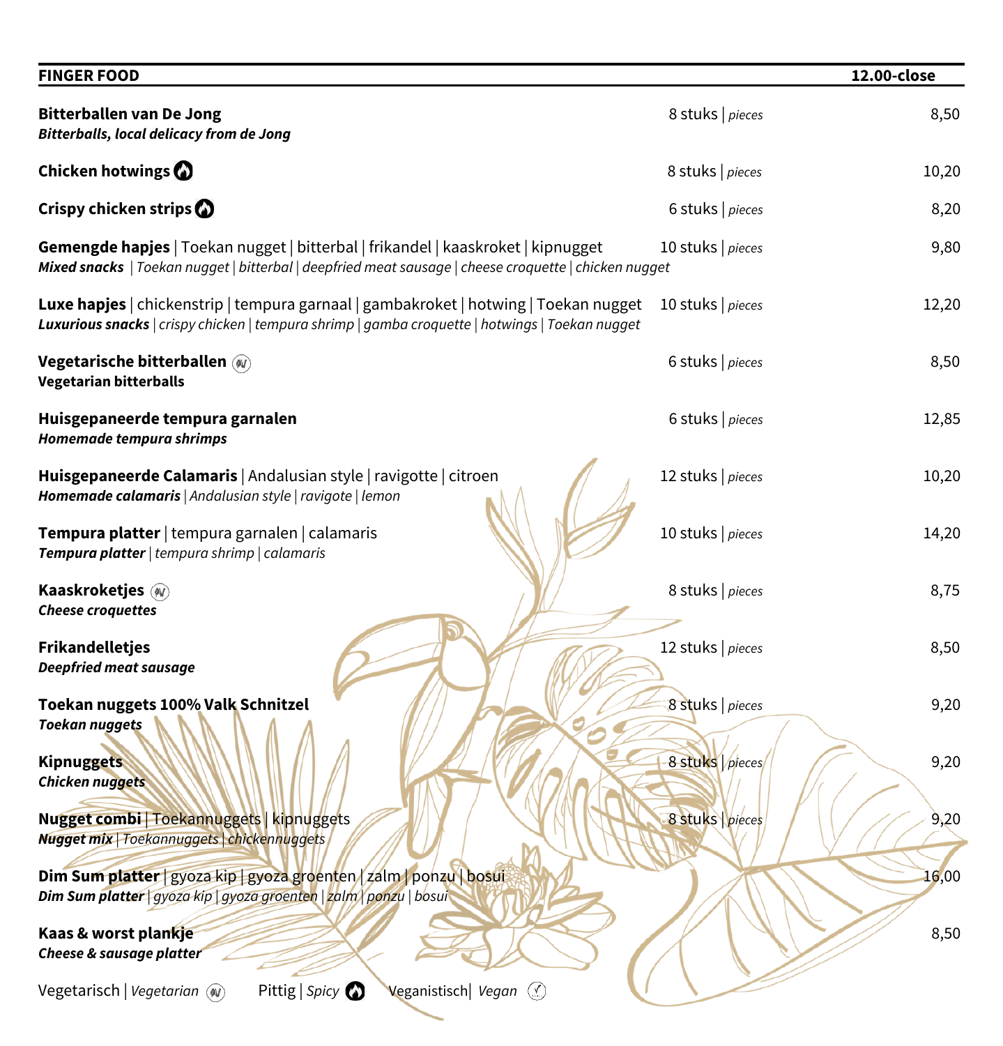## FINGER FOOD — 12.00-close

| | | |
|---|---|---|
| **Bitterballen van De Jong**<br>***Bitterballs, local delicacy from de Jong*** | 8 stuks \| *pieces* | 8,50 |
| **Chicken hotwings** (spicy) | 8 stuks \| *pieces* | 10,20 |
| **Crispy chicken strips** (spicy) | 6 stuks \| *pieces* | 8,20 |
| **Gemengde hapjes** \| Toekan nugget \| bitterbal \| frikandel \| kaaskroket \| kipnugget<br>***Mixed snacks*** \| *Toekan nugget \| bitterbal \| deepfried meat sausage \| cheese croquette \| chicken nugget* | 10 stuks \| *pieces* | 9,80 |
| **Luxe hapjes** \| chickenstrip \| tempura garnaal \| gambakroket \| hotwing \| Toekan nugget<br>***Luxurious snacks*** \| *crispy chicken \| tempura shrimp \| gamba croquette \| hotwings \| Toekan nugget* | 10 stuks \| *pieces* | 12,20 |
| **Vegetarische bitterballen** (vegetarian)<br>**Vegetarian bitterballs** | 6 stuks \| *pieces* | 8,50 |
| **Huisgepaneerde tempura garnalen**<br>***Homemade tempura shrimps*** | 6 stuks \| *pieces* | 12,85 |
| **Huisgepaneerde Calamaris** \| Andalusian style \| ravigotte \| citroen<br>***Homemade calamaris*** \| *Andalusian style \| ravigote \| lemon* | 12 stuks \| *pieces* | 10,20 |
| **Tempura platter** \| tempura garnalen \| calamaris<br>***Tempura platter*** \| *tempura shrimp \| calamaris* | 10 stuks \| *pieces* | 14,20 |
| **Kaaskroketjes** (vegetarian)<br>***Cheese croquettes*** | 8 stuks \| *pieces* | 8,75 |
| **Frikandelletjes**<br>***Deepfried meat sausage*** | 12 stuks \| *pieces* | 8,50 |
| **Toekan nuggets 100% Valk Schnitzel**<br>***Toekan nuggets*** | 8 stuks \| *pieces* | 9,20 |
| **Kipnuggets**<br>***Chicken nuggets*** | 8 stuks \| *pieces* | 9,20 |
| **Nugget combi** \| Toekannuggets \| kipnuggets<br>***Nugget mix*** \| *Toekannuggets \| chickennuggets* | 8 stuks \| *pieces* | 9,20 |
| **Dim Sum platter** \| gyoza kip \| gyoza groenten \| zalm \| ponzu \| bosui<br>***Dim Sum platter*** \| *gyoza kip \| gyoza groenten \| zalm \| ponzu \| bosui* | | 16,00 |
| **Kaas & worst plankje**<br>***Cheese & sausage platter*** | | 8,50 |

Vegetarisch | *Vegetarian* Pittig | *Spicy* Veganistisch| *Vegan*